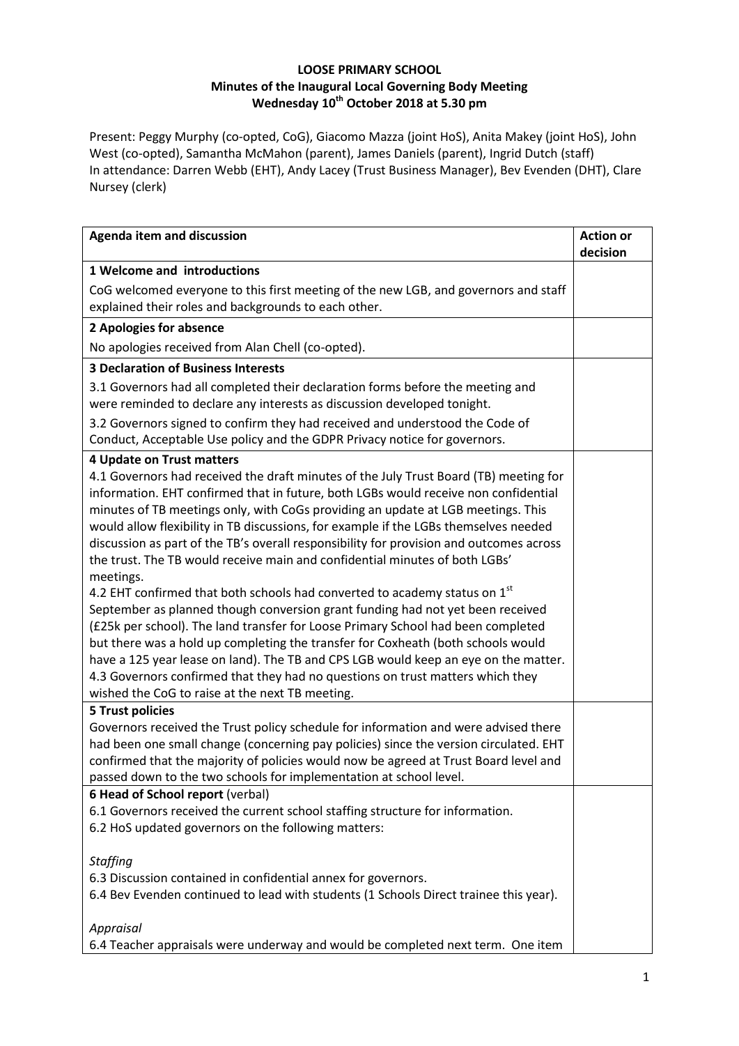**LOOSE PRIMARY SCHOOL**
**Minutes of the Inaugural Local Governing Body Meeting**
**Wednesday 10th October 2018 at 5.30 pm**

Present: Peggy Murphy (co-opted, CoG), Giacomo Mazza (joint HoS), Anita Makey (joint HoS), John West (co-opted), Samantha McMahon (parent), James Daniels (parent), Ingrid Dutch (staff)
In attendance: Darren Webb (EHT), Andy Lacey (Trust Business Manager), Bev Evenden (DHT), Clare Nursey (clerk)

| Agenda item and discussion | Action or decision |
|---|---|
| **1 Welcome and introductions** | |
| CoG welcomed everyone to this first meeting of the new LGB, and governors and staff explained their roles and backgrounds to each other. | |
| **2 Apologies for absence** | |
| No apologies received from Alan Chell (co-opted). | |
| **3 Declaration of Business Interests** | |
| 3.1 Governors had all completed their declaration forms before the meeting and were reminded to declare any interests as discussion developed tonight.<br>3.2 Governors signed to confirm they had received and understood the Code of Conduct, Acceptable Use policy and the GDPR Privacy notice for governors. | |
| **4 Update on Trust matters**<br>4.1 Governors had received the draft minutes of the July Trust Board (TB) meeting for information. EHT confirmed that in future, both LGBs would receive non confidential minutes of TB meetings only, with CoGs providing an update at LGB meetings. This would allow flexibility in TB discussions, for example if the LGBs themselves needed discussion as part of the TB's overall responsibility for provision and outcomes across the trust. The TB would receive main and confidential minutes of both LGBs' meetings.<br>4.2 EHT confirmed that both schools had converted to academy status on 1st September as planned though conversion grant funding had not yet been received (£25k per school). The land transfer for Loose Primary School had been completed but there was a hold up completing the transfer for Coxheath (both schools would have a 125 year lease on land). The TB and CPS LGB would keep an eye on the matter.<br>4.3 Governors confirmed that they had no questions on trust matters which they wished the CoG to raise at the next TB meeting. | |
| **5 Trust policies**<br>Governors received the Trust policy schedule for information and were advised there had been one small change (concerning pay policies) since the version circulated. EHT confirmed that the majority of policies would now be agreed at Trust Board level and passed down to the two schools for implementation at school level. | |
| **6 Head of School report** (verbal)<br>6.1 Governors received the current school staffing structure for information.<br>6.2 HoS updated governors on the following matters:<br><br>*Staffing*<br>6.3 Discussion contained in confidential annex for governors.<br>6.4 Bev Evenden continued to lead with students (1 Schools Direct trainee this year).<br><br>*Appraisal*<br>6.4 Teacher appraisals were underway and would be completed next term. One item | |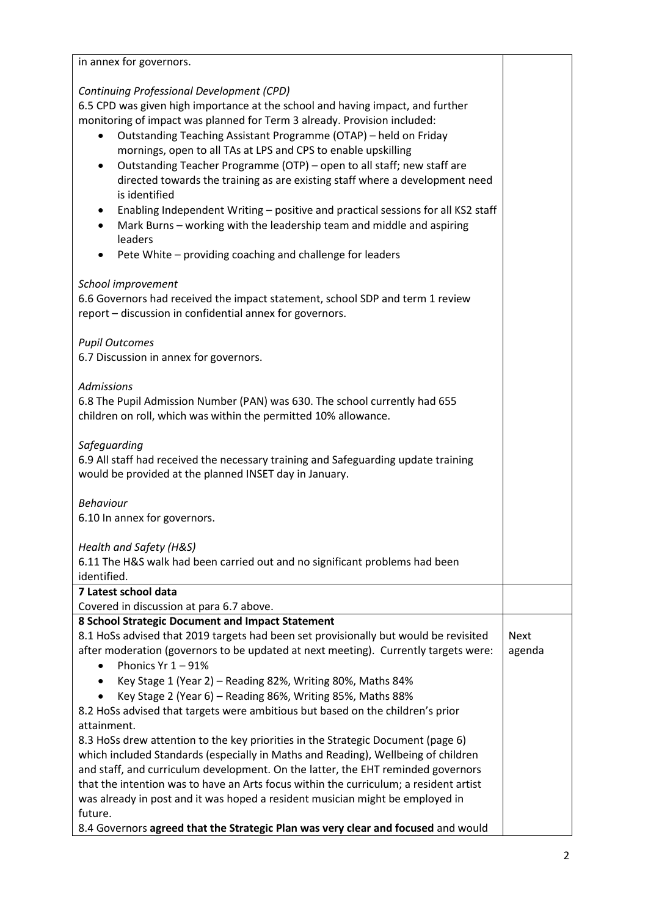in annex for governors.

*Continuing Professional Development (CPD)*

6.5 CPD was given high importance at the school and having impact, and further monitoring of impact was planned for Term 3 already. Provision included:

- Outstanding Teaching Assistant Programme (OTAP) – held on Friday mornings, open to all TAs at LPS and CPS to enable upskilling
- Outstanding Teacher Programme (OTP) – open to all staff; new staff are directed towards the training as are existing staff where a development need is identified
- Enabling Independent Writing – positive and practical sessions for all KS2 staff
- Mark Burns – working with the leadership team and middle and aspiring leaders
- Pete White – providing coaching and challenge for leaders

*School improvement*

6.6 Governors had received the impact statement, school SDP and term 1 review report – discussion in confidential annex for governors.

*Pupil Outcomes*

6.7 Discussion in annex for governors.

*Admissions*

6.8 The Pupil Admission Number (PAN) was 630. The school currently had 655 children on roll, which was within the permitted 10% allowance.

*Safeguarding*

6.9 All staff had received the necessary training and Safeguarding update training would be provided at the planned INSET day in January.

*Behaviour*

6.10 In annex for governors.

*Health and Safety (H&S)*

6.11 The H&S walk had been carried out and no significant problems had been identified.

**7 Latest school data**

Covered in discussion at para 6.7 above.

**8 School Strategic Document and Impact Statement**

8.1 HoSs advised that 2019 targets had been set provisionally but would be revisited after moderation (governors to be updated at next meeting). Currently targets were: — *Next agenda*

- Phonics Yr 1 – 91%
- Key Stage 1 (Year 2) – Reading 82%, Writing 80%, Maths 84%
- Key Stage 2 (Year 6) – Reading 86%, Writing 85%, Maths 88%

8.2 HoSs advised that targets were ambitious but based on the children's prior attainment.

8.3 HoSs drew attention to the key priorities in the Strategic Document (page 6) which included Standards (especially in Maths and Reading), Wellbeing of children and staff, and curriculum development. On the latter, the EHT reminded governors that the intention was to have an Arts focus within the curriculum; a resident artist was already in post and it was hoped a resident musician might be employed in future.

8.4 Governors **agreed that the Strategic Plan was very clear and focused** and would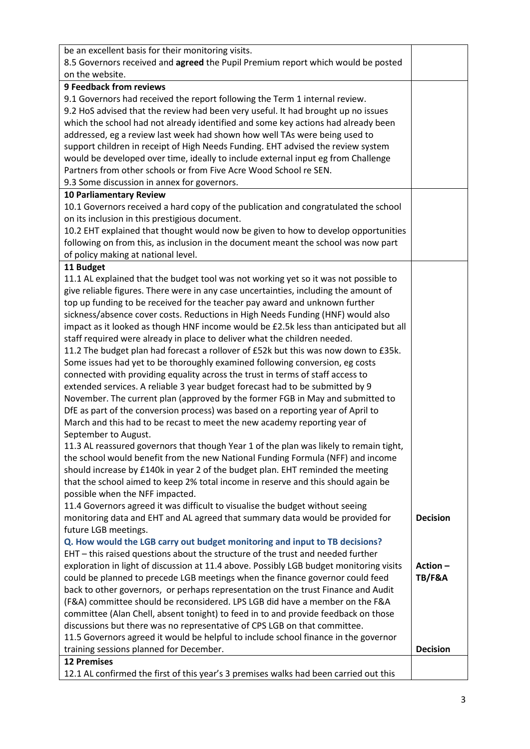| | |
|---|---|
| be an excellent basis for their monitoring visits.<br>8.5 Governors received and **agreed** the Pupil Premium report which would be posted on the website. | |
| **9 Feedback from reviews**<br>9.1 Governors had received the report following the Term 1 internal review.<br>9.2 HoS advised that the review had been very useful. It had brought up no issues which the school had not already identified and some key actions had already been addressed, eg a review last week had shown how well TAs were being used to support children in receipt of High Needs Funding. EHT advised the review system would be developed over time, ideally to include external input eg from Challenge Partners from other schools or from Five Acre Wood School re SEN.<br>9.3 Some discussion in annex for governors. | |
| **10 Parliamentary Review**<br>10.1 Governors received a hard copy of the publication and congratulated the school on its inclusion in this prestigious document.<br>10.2 EHT explained that thought would now be given to how to develop opportunities following on from this, as inclusion in the document meant the school was now part of policy making at national level. | |
| **11 Budget**<br>11.1 AL explained that the budget tool was not working yet so it was not possible to give reliable figures. There were in any case uncertainties, including the amount of top up funding to be received for the teacher pay award and unknown further sickness/absence cover costs. Reductions in High Needs Funding (HNF) would also impact as it looked as though HNF income would be £2.5k less than anticipated but all staff required were already in place to deliver what the children needed.<br>11.2 The budget plan had forecast a rollover of £52k but this was now down to £35k. Some issues had yet to be thoroughly examined following conversion, eg costs connected with providing equality across the trust in terms of staff access to extended services. A reliable 3 year budget forecast had to be submitted by 9 November. The current plan (approved by the former FGB in May and submitted to DfE as part of the conversion process) was based on a reporting year of April to March and this had to be recast to meet the new academy reporting year of September to August.<br>11.3 AL reassured governors that though Year 1 of the plan was likely to remain tight, the school would benefit from the new National Funding Formula (NFF) and income should increase by £140k in year 2 of the budget plan. EHT reminded the meeting that the school aimed to keep 2% total income in reserve and this should again be possible when the NFF impacted.<br>11.4 Governors agreed it was difficult to visualise the budget without seeing monitoring data and EHT and AL agreed that summary data would be provided for future LGB meetings.<br>**Q. How would the LGB carry out budget monitoring and input to TB decisions?**<br>EHT – this raised questions about the structure of the trust and needed further exploration in light of discussion at 11.4 above. Possibly LGB budget monitoring visits could be planned to precede LGB meetings when the finance governor could feed back to other governors, or perhaps representation on the trust Finance and Audit (F&A) committee should be reconsidered. LPS LGB did have a member on the F&A committee (Alan Chell, absent tonight) to feed in to and provide feedback on those discussions but there was no representative of CPS LGB on that committee.<br>11.5 Governors agreed it would be helpful to include school finance in the governor training sessions planned for December. | **Decision**<br><br>**Action – TB/F&A**<br><br>**Decision** |
| **12 Premises**<br>12.1 AL confirmed the first of this year's 3 premises walks had been carried out this | |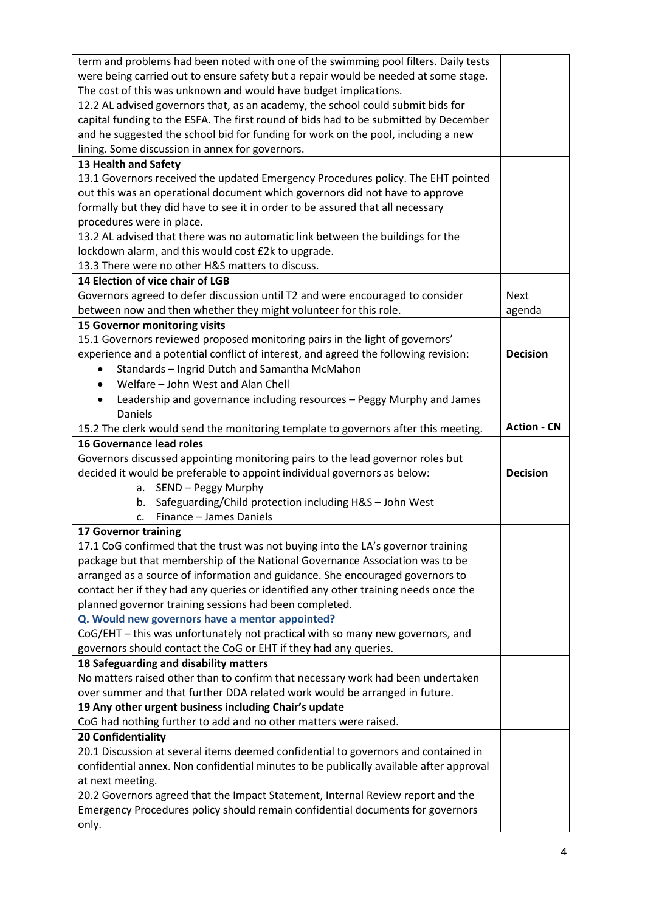| | |
|---|---|
| term and problems had been noted with one of the swimming pool filters. Daily tests were being carried out to ensure safety but a repair would be needed at some stage. The cost of this was unknown and would have budget implications.<br>12.2 AL advised governors that, as an academy, the school could submit bids for capital funding to the ESFA. The first round of bids had to be submitted by December and he suggested the school bid for funding for work on the pool, including a new lining. Some discussion in annex for governors. | |
| **13 Health and Safety**<br>13.1 Governors received the updated Emergency Procedures policy. The EHT pointed out this was an operational document which governors did not have to approve formally but they did have to see it in order to be assured that all necessary procedures were in place.<br>13.2 AL advised that there was no automatic link between the buildings for the lockdown alarm, and this would cost £2k to upgrade.<br>13.3 There were no other H&S matters to discuss. | |
| **14 Election of vice chair of LGB**<br>Governors agreed to defer discussion until T2 and were encouraged to consider between now and then whether they might volunteer for this role. | Next agenda |
| **15 Governor monitoring visits**<br>15.1 Governors reviewed proposed monitoring pairs in the light of governors' experience and a potential conflict of interest, and agreed the following revision:<br>• Standards – Ingrid Dutch and Samantha McMahon<br>• Welfare – John West and Alan Chell<br>• Leadership and governance including resources – Peggy Murphy and James Daniels<br>15.2 The clerk would send the monitoring template to governors after this meeting. | **Decision**<br><br>**Action - CN** |
| **16 Governance lead roles**<br>Governors discussed appointing monitoring pairs to the lead governor roles but decided it would be preferable to appoint individual governors as below:<br>a. SEND – Peggy Murphy<br>b. Safeguarding/Child protection including H&S – John West<br>c. Finance – James Daniels | **Decision** |
| **17 Governor training**<br>17.1 CoG confirmed that the trust was not buying into the LA's governor training package but that membership of the National Governance Association was to be arranged as a source of information and guidance. She encouraged governors to contact her if they had any queries or identified any other training needs once the planned governor training sessions had been completed.<br>**Q. Would new governors have a mentor appointed?**<br>CoG/EHT – this was unfortunately not practical with so many new governors, and governors should contact the CoG or EHT if they had any queries. | |
| **18 Safeguarding and disability matters**<br>No matters raised other than to confirm that necessary work had been undertaken over summer and that further DDA related work would be arranged in future. | |
| **19 Any other urgent business including Chair's update**<br>CoG had nothing further to add and no other matters were raised. | |
| **20 Confidentiality**<br>20.1 Discussion at several items deemed confidential to governors and contained in confidential annex. Non confidential minutes to be publically available after approval at next meeting.<br>20.2 Governors agreed that the Impact Statement, Internal Review report and the Emergency Procedures policy should remain confidential documents for governors only. | |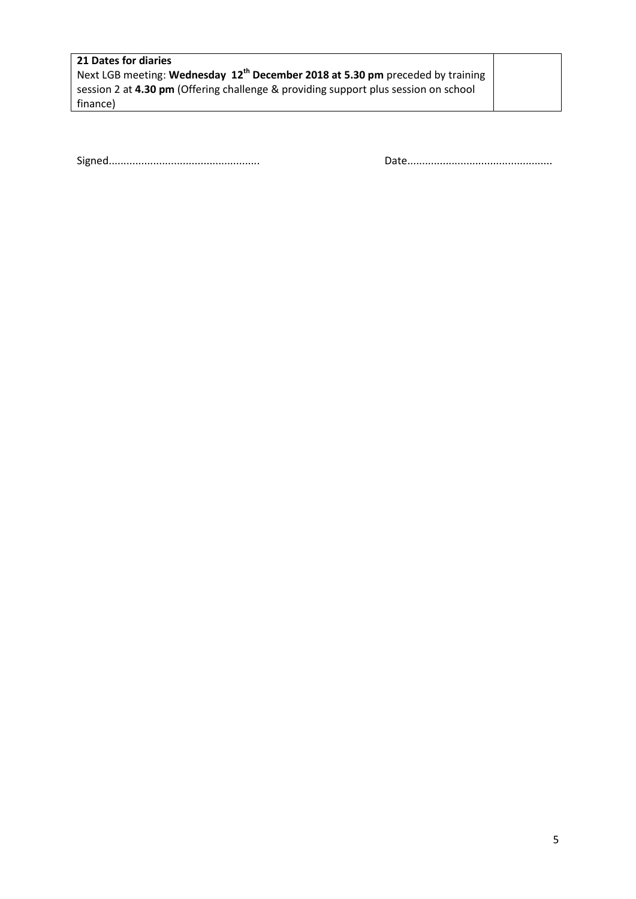| | |
|---|---|
| **21 Dates for diaries**<br>Next LGB meeting: **Wednesday 12th December 2018 at 5.30 pm** preceded by training session 2 at **4.30 pm** (Offering challenge & providing support plus session on school finance) | |

Signed................................................... Date.................................................